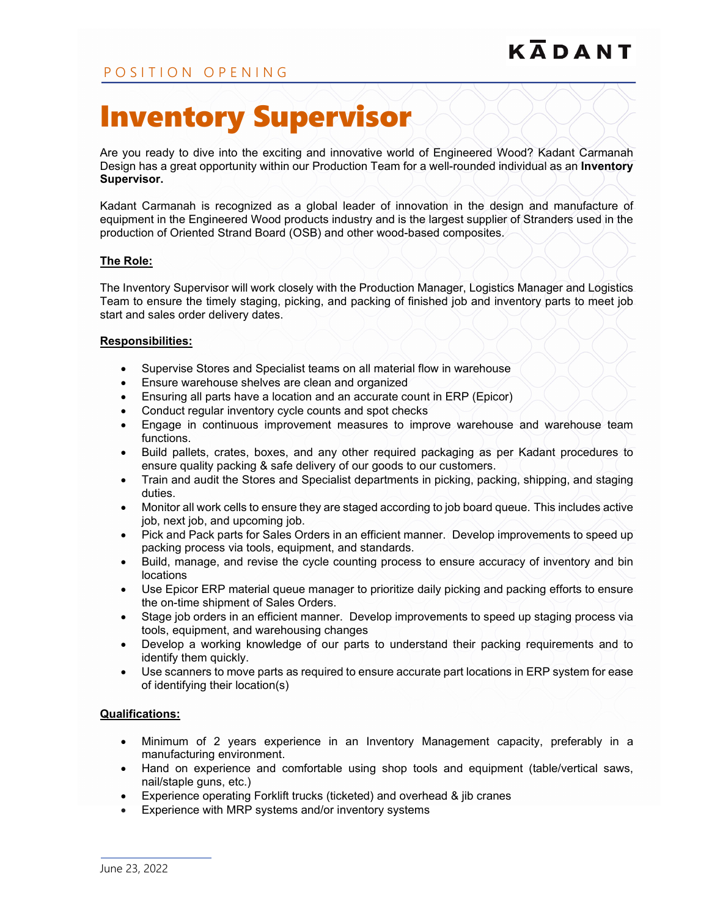KĀDANT

POSITION OPENING

# Inventory Supervisor

Are you ready to dive into the exciting and innovative world of Engineered Wood? Kadant Carmanah Design has a great opportunity within our Production Team for a well-rounded individual as an **Inventory Supervisor.**

Kadant Carmanah is recognized as a global leader of innovation in the design and manufacture of equipment in the Engineered Wood products industry and is the largest supplier of Stranders used in the production of Oriented Strand Board (OSB) and other wood-based composites.

## The Role:

The Inventory Supervisor will work closely with the Production Manager, Logistics Manager and Logistics Team to ensure the timely staging, picking, and packing of finished job and inventory parts to meet job start and sales order delivery dates.

## Responsibilities:

- Supervise Stores and Specialist teams on all material flow in warehouse
- Ensure warehouse shelves are clean and organized
- Ensuring all parts have a location and an accurate count in ERP (Epicor)
- Conduct regular inventory cycle counts and spot checks
- Engage in continuous improvement measures to improve warehouse and warehouse team functions.
- Build pallets, crates, boxes, and any other required packaging as per Kadant procedures to ensure quality packing & safe delivery of our goods to our customers.
- Train and audit the Stores and Specialist departments in picking, packing, shipping, and staging duties.
- Monitor all work cells to ensure they are staged according to job board queue. This includes active job, next job, and upcoming job.
- Pick and Pack parts for Sales Orders in an efficient manner. Develop improvements to speed up packing process via tools, equipment, and standards.
- Build, manage, and revise the cycle counting process to ensure accuracy of inventory and bin locations
- Use Epicor ERP material queue manager to prioritize daily picking and packing efforts to ensure the on-time shipment of Sales Orders.
- Stage job orders in an efficient manner. Develop improvements to speed up staging process via tools, equipment, and warehousing changes
- Develop a working knowledge of our parts to understand their packing requirements and to identify them quickly.
- Use scanners to move parts as required to ensure accurate part locations in ERP system for ease of identifying their location(s)

## Qualifications:

- Minimum of 2 years experience in an Inventory Management capacity, preferably in a manufacturing environment.
- Hand on experience and comfortable using shop tools and equipment (table/vertical saws, nail/staple guns, etc.)
- Experience operating Forklift trucks (ticketed) and overhead & jib cranes
- Experience with MRP systems and/or inventory systems

June 23, 2022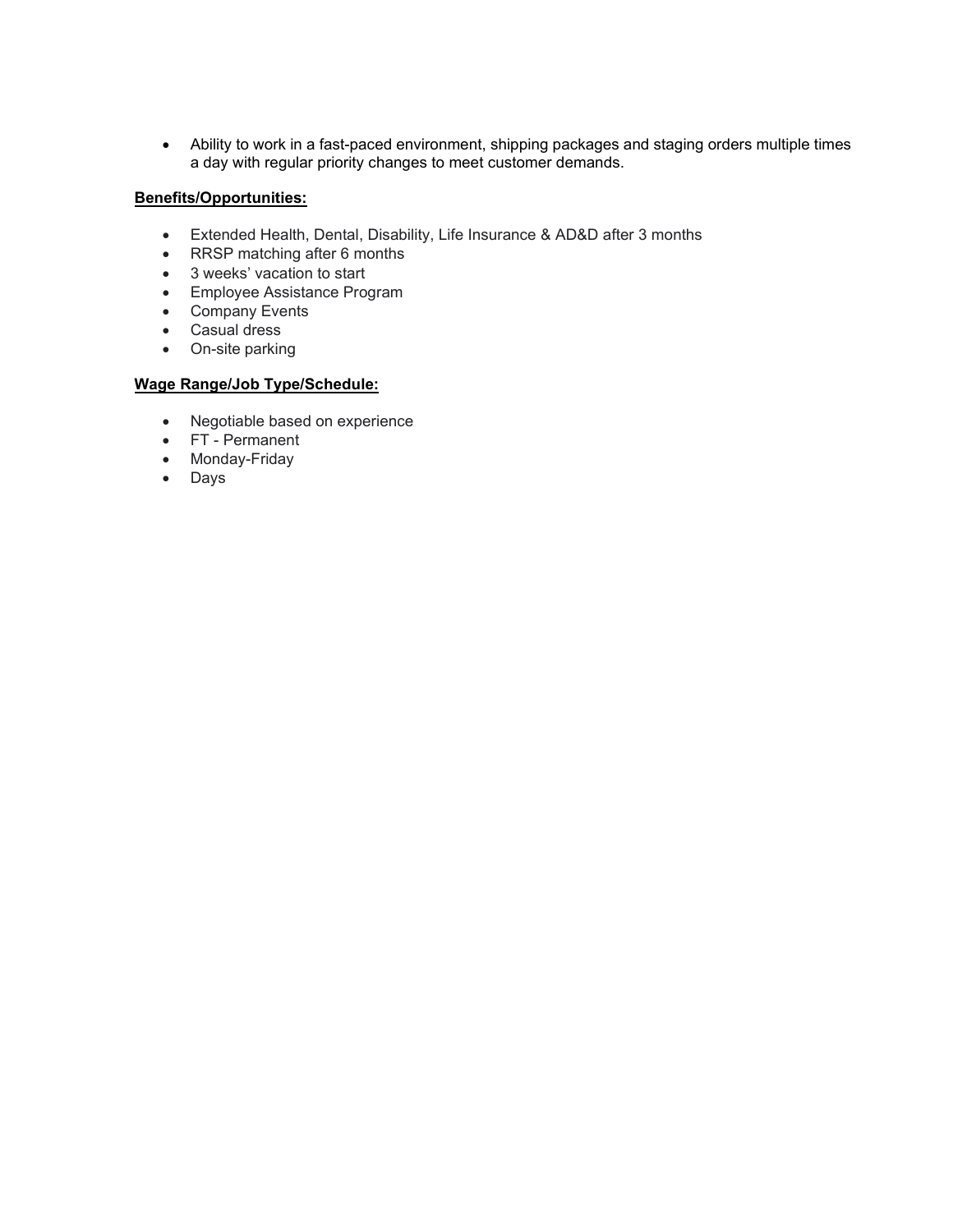- Ability to work in a fast-paced environment, shipping packages and staging orders multiple times a day with regular priority changes to meet customer demands.

**Benefits/Opportunities:**

- Extended Health, Dental, Disability, Life Insurance & AD&D after 3 months
- RRSP matching after 6 months
- 3 weeks' vacation to start
- Employee Assistance Program
- Company Events
- Casual dress
- On-site parking

**Wage Range/Job Type/Schedule:**

- Negotiable based on experience
- FT - Permanent
- Monday-Friday
- Days